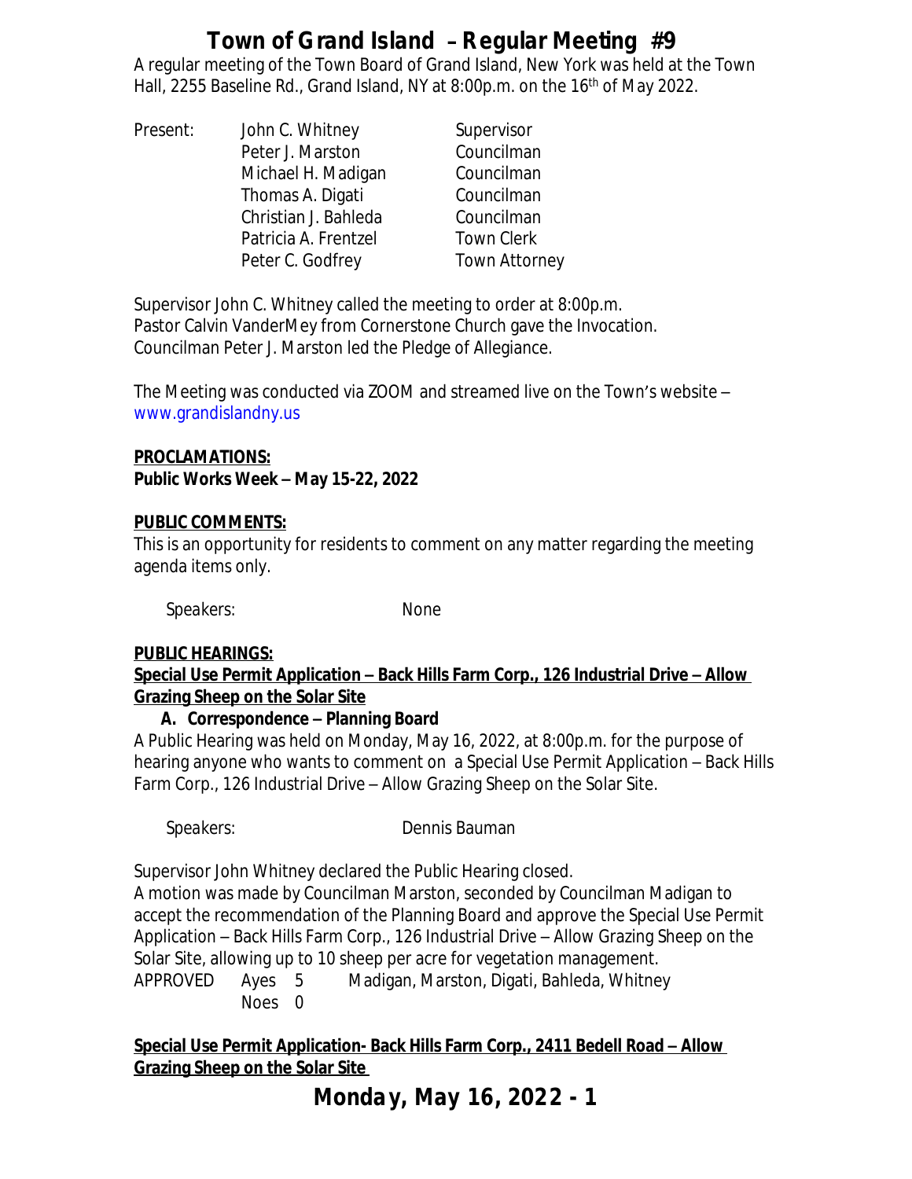# Town of Grand Island – Regular Meeting #9

A regular meeting of the Town Board of Grand Island, New York was held at the Town Hall, 2255 Baseline Rd., Grand Island, NY at 8:00p.m. on the 16th of May 2022.

| Present: | John C. Whitney | Supervisor |
|---|---|---|
| | Peter J. Marston | Councilman |
| | Michael H. Madigan | Councilman |
| | Thomas A. Digati | Councilman |
| | Christian J. Bahleda | Councilman |
| | Patricia A. Frentzel | Town Clerk |
| | Peter C. Godfrey | Town Attorney |

Supervisor John C. Whitney called the meeting to order at 8:00p.m.
Pastor Calvin VanderMey from Cornerstone Church gave the Invocation.
Councilman Peter J. Marston led the Pledge of Allegiance.

The Meeting was conducted via ZOOM and streamed live on the Town's website – www.grandislandny.us

**PROCLAMATIONS:**
**Public Works Week – May 15-22, 2022**

**PUBLIC COMMENTS:**
This is an opportunity for residents to comment on any matter regarding the meeting agenda items only.

Speakers: None

**PUBLIC HEARINGS:**
**Special Use Permit Application – Back Hills Farm Corp., 126 Industrial Drive – Allow Grazing Sheep on the Solar Site**

**A. Correspondence – Planning Board**

A Public Hearing was held on Monday, May 16, 2022, at 8:00p.m. for the purpose of hearing anyone who wants to comment on a Special Use Permit Application – Back Hills Farm Corp., 126 Industrial Drive – Allow Grazing Sheep on the Solar Site.

Speakers: Dennis Bauman

Supervisor John Whitney declared the Public Hearing closed.
A motion was made by Councilman Marston, seconded by Councilman Madigan to accept the recommendation of the Planning Board and approve the Special Use Permit Application – Back Hills Farm Corp., 126 Industrial Drive – Allow Grazing Sheep on the Solar Site, allowing up to 10 sheep per acre for vegetation management.

APPROVED Ayes 5 Madigan, Marston, Digati, Bahleda, Whitney
Noes 0

**Special Use Permit Application- Back Hills Farm Corp., 2411 Bedell Road – Allow Grazing Sheep on the Solar Site**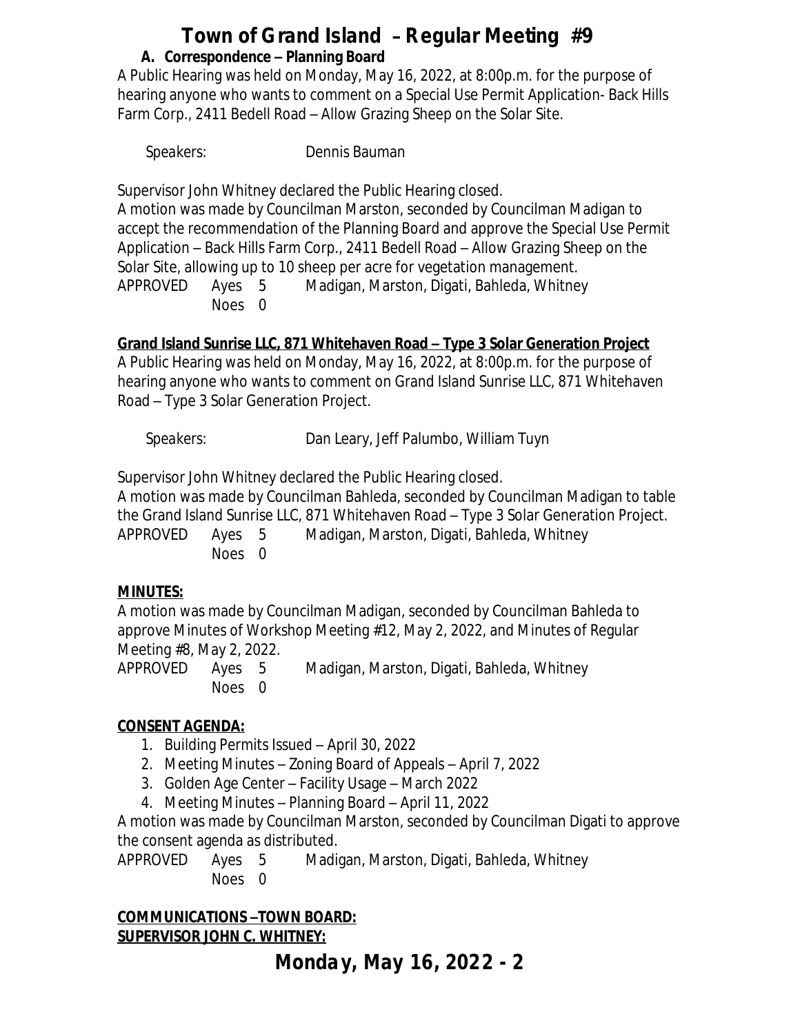**A. Correspondence – Planning Board**

A Public Hearing was held on Monday, May 16, 2022, at 8:00p.m. for the purpose of hearing anyone who wants to comment on a Special Use Permit Application- Back Hills Farm Corp., 2411 Bedell Road – Allow Grazing Sheep on the Solar Site.

Speakers: Dennis Bauman

Supervisor John Whitney declared the Public Hearing closed.
A motion was made by Councilman Marston, seconded by Councilman Madigan to accept the recommendation of the Planning Board and approve the Special Use Permit Application – Back Hills Farm Corp., 2411 Bedell Road – Allow Grazing Sheep on the Solar Site, allowing up to 10 sheep per acre for vegetation management.

APPROVED Ayes 5 Madigan, Marston, Digati, Bahleda, Whitney
Noes 0

**Grand Island Sunrise LLC, 871 Whitehaven Road – Type 3 Solar Generation Project**

A Public Hearing was held on Monday, May 16, 2022, at 8:00p.m. for the purpose of hearing anyone who wants to comment on Grand Island Sunrise LLC, 871 Whitehaven Road – Type 3 Solar Generation Project.

Speakers: Dan Leary, Jeff Palumbo, William Tuyn

Supervisor John Whitney declared the Public Hearing closed.
A motion was made by Councilman Bahleda, seconded by Councilman Madigan to table the Grand Island Sunrise LLC, 871 Whitehaven Road – Type 3 Solar Generation Project.

APPROVED Ayes 5 Madigan, Marston, Digati, Bahleda, Whitney
Noes 0

**MINUTES:**

A motion was made by Councilman Madigan, seconded by Councilman Bahleda to approve Minutes of Workshop Meeting #12, May 2, 2022, and Minutes of Regular Meeting #8, May 2, 2022.

APPROVED Ayes 5 Madigan, Marston, Digati, Bahleda, Whitney
Noes 0

**CONSENT AGENDA:**

1. Building Permits Issued – April 30, 2022
2. Meeting Minutes – Zoning Board of Appeals – April 7, 2022
3. Golden Age Center – Facility Usage – March 2022
4. Meeting Minutes – Planning Board – April 11, 2022

A motion was made by Councilman Marston, seconded by Councilman Digati to approve the consent agenda as distributed.

APPROVED Ayes 5 Madigan, Marston, Digati, Bahleda, Whitney
Noes 0

**COMMUNICATIONS –TOWN BOARD:**

**SUPERVISOR JOHN C. WHITNEY:**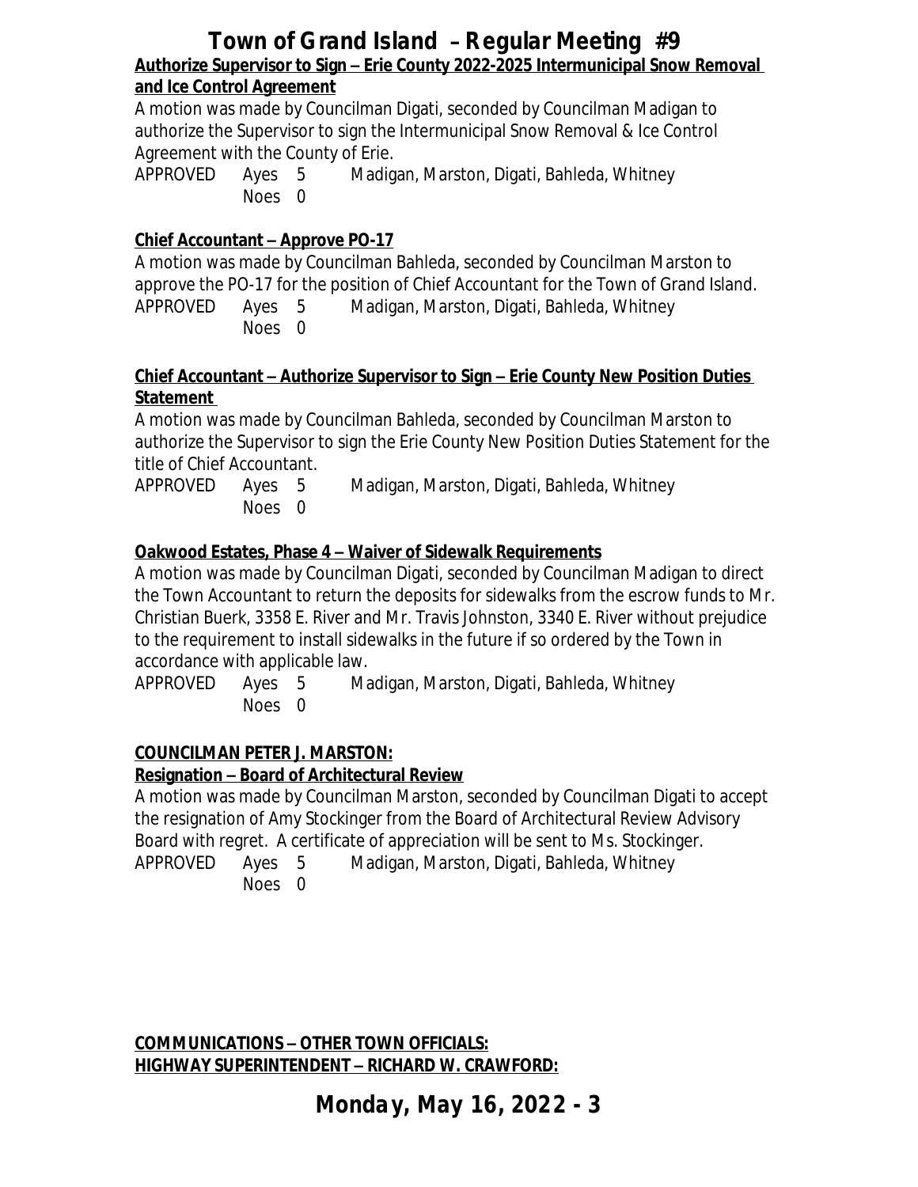**Authorize Supervisor to Sign – Erie County 2022-2025 Intermunicipal Snow Removal and Ice Control Agreement**

A motion was made by Councilman Digati, seconded by Councilman Madigan to authorize the Supervisor to sign the Intermunicipal Snow Removal & Ice Control Agreement with the County of Erie.

APPROVED Ayes 5 Madigan, Marston, Digati, Bahleda, Whitney
Noes 0

**Chief Accountant – Approve PO-17**

A motion was made by Councilman Bahleda, seconded by Councilman Marston to approve the PO-17 for the position of Chief Accountant for the Town of Grand Island.

APPROVED Ayes 5 Madigan, Marston, Digati, Bahleda, Whitney
Noes 0

**Chief Accountant – Authorize Supervisor to Sign – Erie County New Position Duties Statement**

A motion was made by Councilman Bahleda, seconded by Councilman Marston to authorize the Supervisor to sign the Erie County New Position Duties Statement for the title of Chief Accountant.

APPROVED Ayes 5 Madigan, Marston, Digati, Bahleda, Whitney
Noes 0

**Oakwood Estates, Phase 4 – Waiver of Sidewalk Requirements**

A motion was made by Councilman Digati, seconded by Councilman Madigan to direct the Town Accountant to return the deposits for sidewalks from the escrow funds to Mr. Christian Buerk, 3358 E. River and Mr. Travis Johnston, 3340 E. River without prejudice to the requirement to install sidewalks in the future if so ordered by the Town in accordance with applicable law.

APPROVED Ayes 5 Madigan, Marston, Digati, Bahleda, Whitney
Noes 0

**COUNCILMAN PETER J. MARSTON:**

**Resignation – Board of Architectural Review**

A motion was made by Councilman Marston, seconded by Councilman Digati to accept the resignation of Amy Stockinger from the Board of Architectural Review Advisory Board with regret. A certificate of appreciation will be sent to Ms. Stockinger.

APPROVED Ayes 5 Madigan, Marston, Digati, Bahleda, Whitney
Noes 0

**COMMUNICATIONS – OTHER TOWN OFFICIALS:**

**HIGHWAY SUPERINTENDENT – RICHARD W. CRAWFORD:**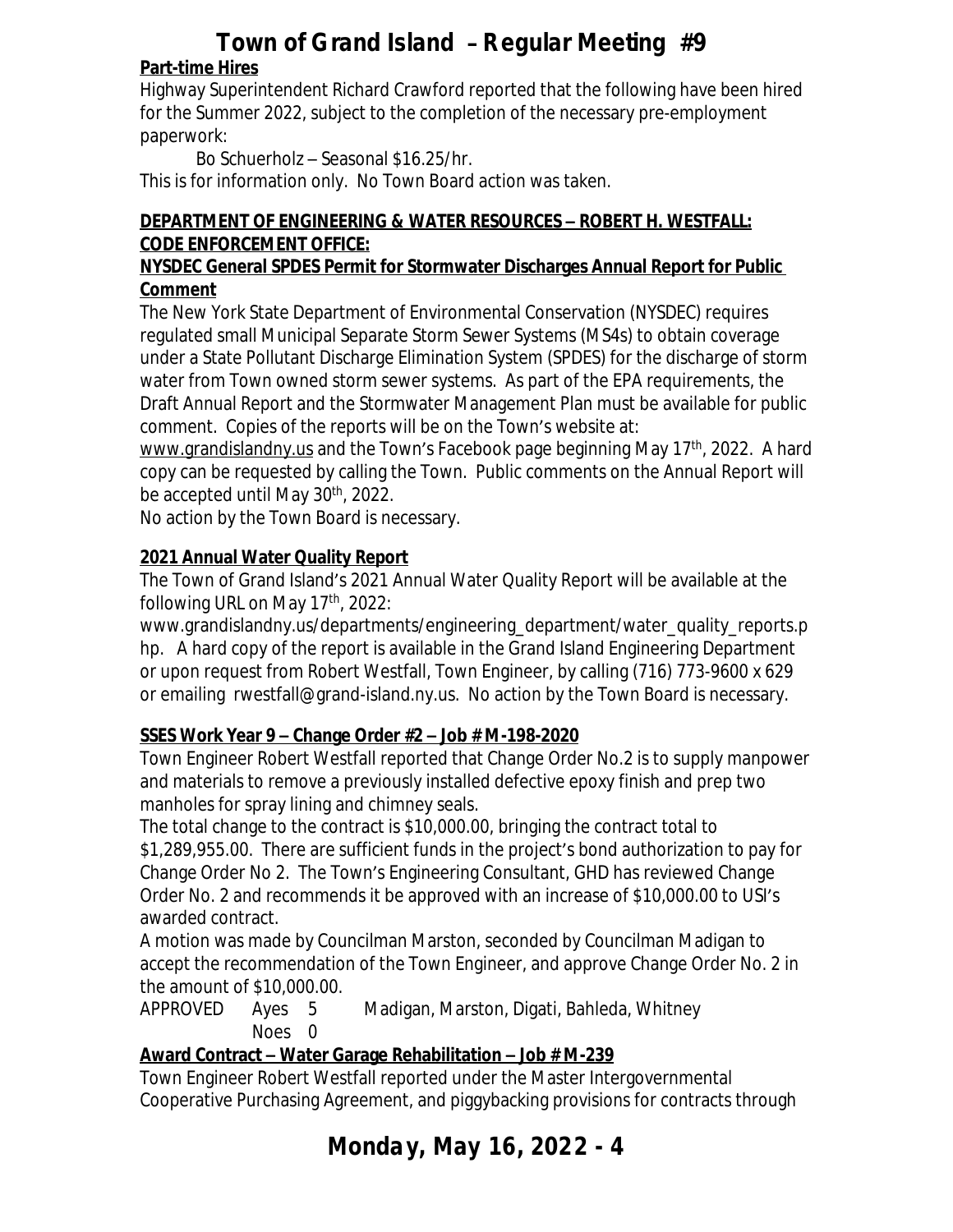**Part-time Hires**

Highway Superintendent Richard Crawford reported that the following have been hired for the Summer 2022, subject to the completion of the necessary pre-employment paperwork:

Bo Schuerholz – Seasonal $16.25/hr.

This is for information only. No Town Board action was taken.

**DEPARTMENT OF ENGINEERING & WATER RESOURCES – ROBERT H. WESTFALL:**
**CODE ENFORCEMENT OFFICE:**

**NYSDEC General SPDES Permit for Stormwater Discharges Annual Report for Public Comment**

The New York State Department of Environmental Conservation (NYSDEC) requires regulated small Municipal Separate Storm Sewer Systems (MS4s) to obtain coverage under a State Pollutant Discharge Elimination System (SPDES) for the discharge of storm water from Town owned storm sewer systems. As part of the EPA requirements, the Draft Annual Report and the Stormwater Management Plan must be available for public comment. Copies of the reports will be on the Town's website at: www.grandislandny.us and the Town's Facebook page beginning May 17th, 2022. A hard copy can be requested by calling the Town. Public comments on the Annual Report will be accepted until May 30th, 2022.

No action by the Town Board is necessary.

**2021 Annual Water Quality Report**

The Town of Grand Island's 2021 Annual Water Quality Report will be available at the following URL on May 17th, 2022: www.grandislandny.us/departments/engineering_department/water_quality_reports.php. A hard copy of the report is available in the Grand Island Engineering Department or upon request from Robert Westfall, Town Engineer, by calling (716) 773-9600 x 629 or emailing rwestfall@grand-island.ny.us. No action by the Town Board is necessary.

**SSES Work Year 9 – Change Order #2 – Job # M-198-2020**

Town Engineer Robert Westfall reported that Change Order No.2 is to supply manpower and materials to remove a previously installed defective epoxy finish and prep two manholes for spray lining and chimney seals.

The total change to the contract is $10,000.00, bringing the contract total to $1,289,955.00. There are sufficient funds in the project's bond authorization to pay for Change Order No 2. The Town's Engineering Consultant, GHD has reviewed Change Order No. 2 and recommends it be approved with an increase of $10,000.00 to USI's awarded contract.

A motion was made by Councilman Marston, seconded by Councilman Madigan to accept the recommendation of the Town Engineer, and approve Change Order No. 2 in the amount of $10,000.00.

APPROVED Ayes 5 Madigan, Marston, Digati, Bahleda, Whitney
Noes 0

**Award Contract – Water Garage Rehabilitation – Job # M-239**

Town Engineer Robert Westfall reported under the Master Intergovernmental Cooperative Purchasing Agreement, and piggybacking provisions for contracts through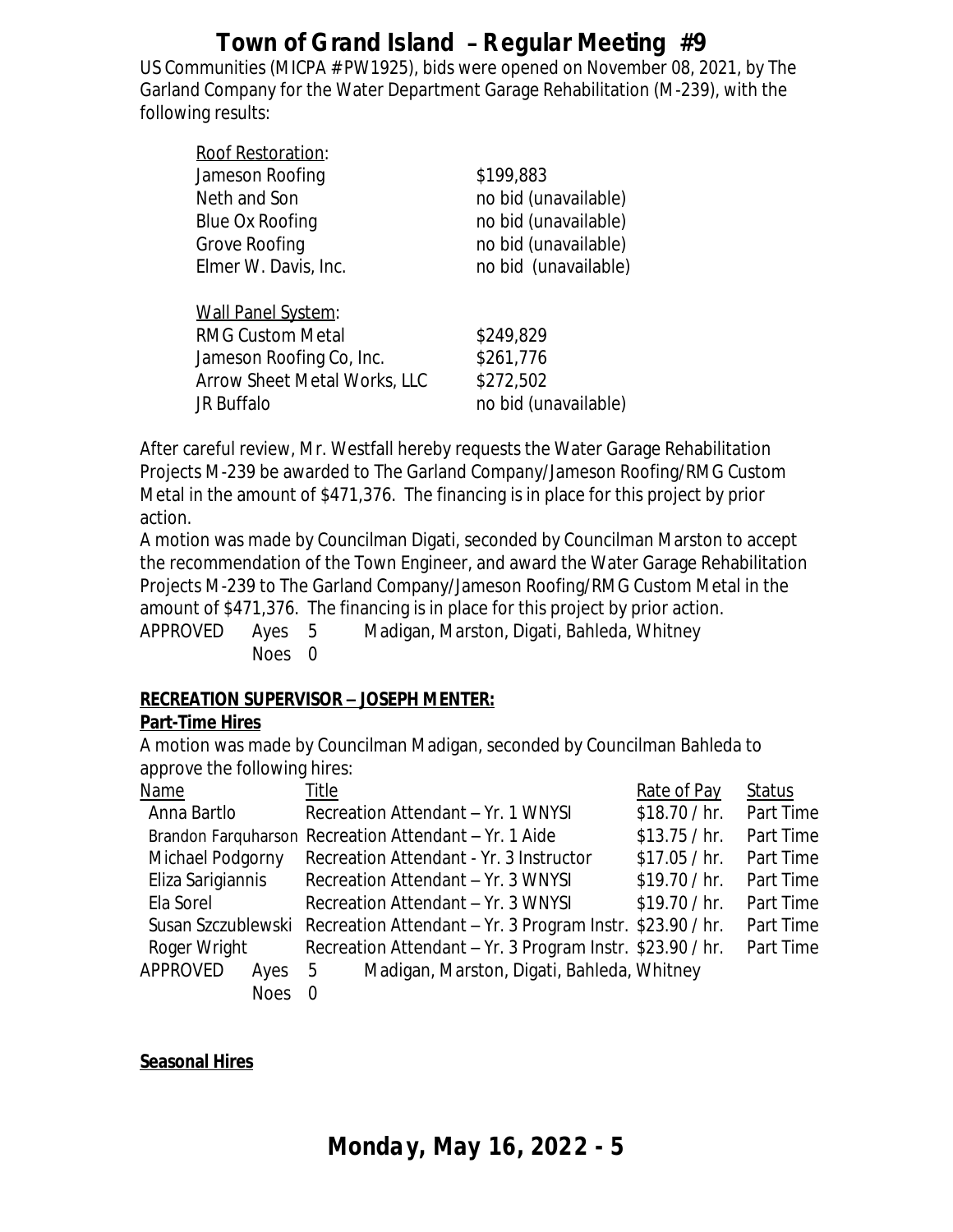US Communities (MICPA # PW1925), bids were opened on November 08, 2021, by The Garland Company for the Water Department Garage Rehabilitation (M-239), with the following results:

| Roof Restoration: | |
|---|---|
| Jameson Roofing | $199,883 |
| Neth and Son | no bid (unavailable) |
| Blue Ox Roofing | no bid (unavailable) |
| Grove Roofing | no bid (unavailable) |
| Elmer W. Davis, Inc. | no bid (unavailable) |

| Wall Panel System: | |
|---|---|
| RMG Custom Metal | $249,829 |
| Jameson Roofing Co, Inc. | $261,776 |
| Arrow Sheet Metal Works, LLC | $272,502 |
| JR Buffalo | no bid (unavailable) |

After careful review, Mr. Westfall hereby requests the Water Garage Rehabilitation Projects M-239 be awarded to The Garland Company/Jameson Roofing/RMG Custom Metal in the amount of $471,376. The financing is in place for this project by prior action.

A motion was made by Councilman Digati, seconded by Councilman Marston to accept the recommendation of the Town Engineer, and award the Water Garage Rehabilitation Projects M-239 to The Garland Company/Jameson Roofing/RMG Custom Metal in the amount of $471,376. The financing is in place for this project by prior action.

APPROVED Ayes 5 Madigan, Marston, Digati, Bahleda, Whitney
Noes 0

**RECREATION SUPERVISOR – JOSEPH MENTER:**

**Part-Time Hires**

A motion was made by Councilman Madigan, seconded by Councilman Bahleda to approve the following hires:

| Name | Title | Rate of Pay | Status |
|---|---|---|---|
| Anna Bartlo | Recreation Attendant – Yr. 1 WNYSI | $18.70 / hr. | Part Time |
| Brandon Farquharson | Recreation Attendant – Yr. 1 Aide | $13.75 / hr. | Part Time |
| Michael Podgorny | Recreation Attendant - Yr. 3 Instructor | $17.05 / hr. | Part Time |
| Eliza Sarigiannis | Recreation Attendant – Yr. 3 WNYSI | $19.70 / hr. | Part Time |
| Ela Sorel | Recreation Attendant – Yr. 3 WNYSI | $19.70 / hr. | Part Time |
| Susan Szczublewski | Recreation Attendant – Yr. 3 Program Instr. | $23.90 / hr. | Part Time |
| Roger Wright | Recreation Attendant – Yr. 3 Program Instr. | $23.90 / hr. | Part Time |

APPROVED Ayes 5 Madigan, Marston, Digati, Bahleda, Whitney
Noes 0

**Seasonal Hires**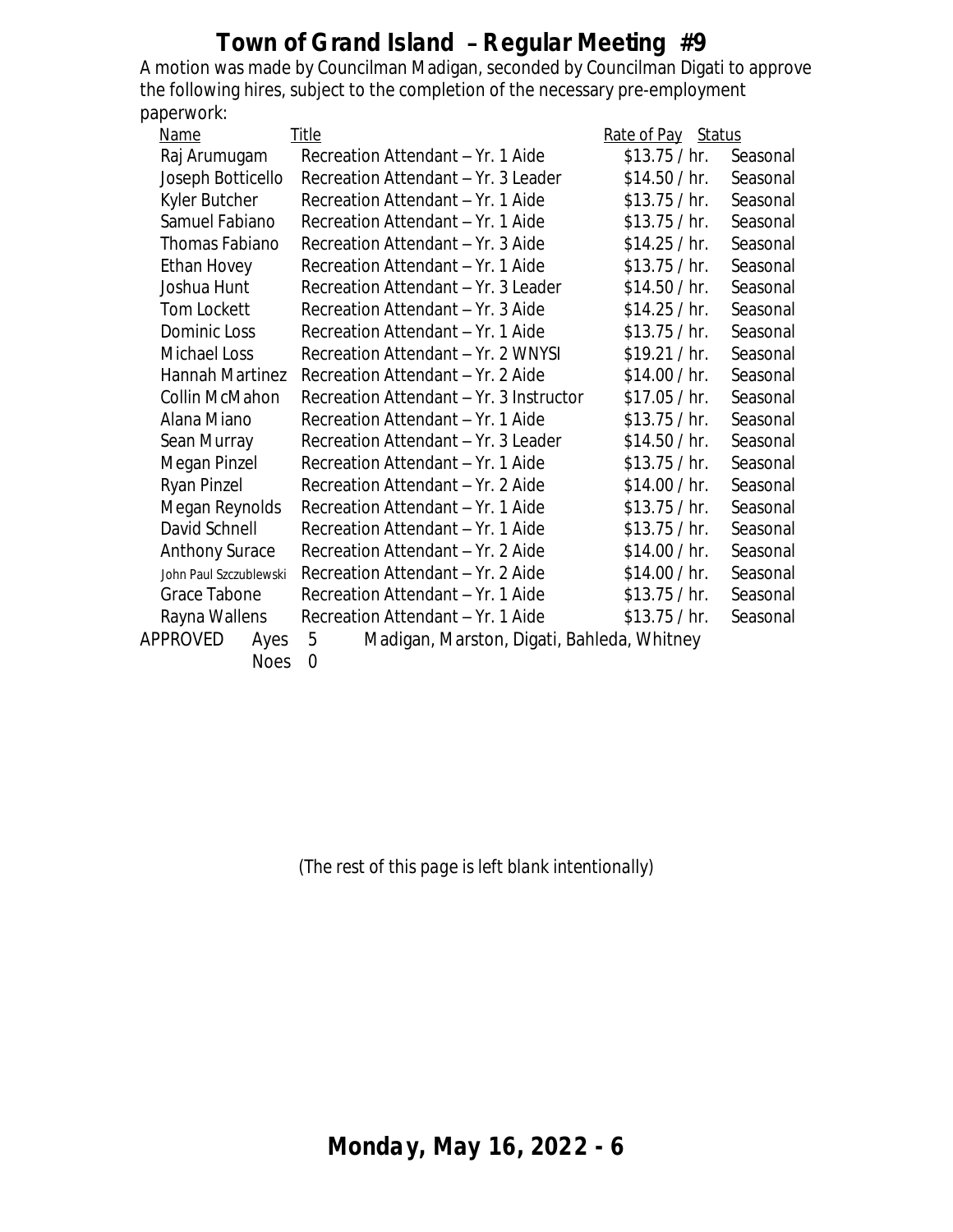# Town of Grand Island – Regular Meeting #9

A motion was made by Councilman Madigan, seconded by Councilman Digati to approve the following hires, subject to the completion of the necessary pre-employment paperwork:

| Name | Title | Rate of Pay | Status |
|---|---|---|---|
| Raj Arumugam | Recreation Attendant – Yr. 1 Aide | $13.75 / hr. | Seasonal |
| Joseph Botticello | Recreation Attendant – Yr. 3 Leader | $14.50 / hr. | Seasonal |
| Kyler Butcher | Recreation Attendant – Yr. 1 Aide | $13.75 / hr. | Seasonal |
| Samuel Fabiano | Recreation Attendant – Yr. 1 Aide | $13.75 / hr. | Seasonal |
| Thomas Fabiano | Recreation Attendant – Yr. 3 Aide | $14.25 / hr. | Seasonal |
| Ethan Hovey | Recreation Attendant – Yr. 1 Aide | $13.75 / hr. | Seasonal |
| Joshua Hunt | Recreation Attendant – Yr. 3 Leader | $14.50 / hr. | Seasonal |
| Tom Lockett | Recreation Attendant – Yr. 3 Aide | $14.25 / hr. | Seasonal |
| Dominic Loss | Recreation Attendant – Yr. 1 Aide | $13.75 / hr. | Seasonal |
| Michael Loss | Recreation Attendant – Yr. 2 WNYSI | $19.21 / hr. | Seasonal |
| Hannah Martinez | Recreation Attendant – Yr. 2 Aide | $14.00 / hr. | Seasonal |
| Collin McMahon | Recreation Attendant – Yr. 3 Instructor | $17.05 / hr. | Seasonal |
| Alana Miano | Recreation Attendant – Yr. 1 Aide | $13.75 / hr. | Seasonal |
| Sean Murray | Recreation Attendant – Yr. 3 Leader | $14.50 / hr. | Seasonal |
| Megan Pinzel | Recreation Attendant – Yr. 1 Aide | $13.75 / hr. | Seasonal |
| Ryan Pinzel | Recreation Attendant – Yr. 2 Aide | $14.00 / hr. | Seasonal |
| Megan Reynolds | Recreation Attendant – Yr. 1 Aide | $13.75 / hr. | Seasonal |
| David Schnell | Recreation Attendant – Yr. 1 Aide | $13.75 / hr. | Seasonal |
| Anthony Surace | Recreation Attendant – Yr. 2 Aide | $14.00 / hr. | Seasonal |
| John Paul Szczublewski | Recreation Attendant – Yr. 2 Aide | $14.00 / hr. | Seasonal |
| Grace Tabone | Recreation Attendant – Yr. 1 Aide | $13.75 / hr. | Seasonal |
| Rayna Wallens | Recreation Attendant – Yr. 1 Aide | $13.75 / hr. | Seasonal |

APPROVED Ayes 5 Madigan, Marston, Digati, Bahleda, Whitney
Noes 0

*(The rest of this page is left blank intentionally)*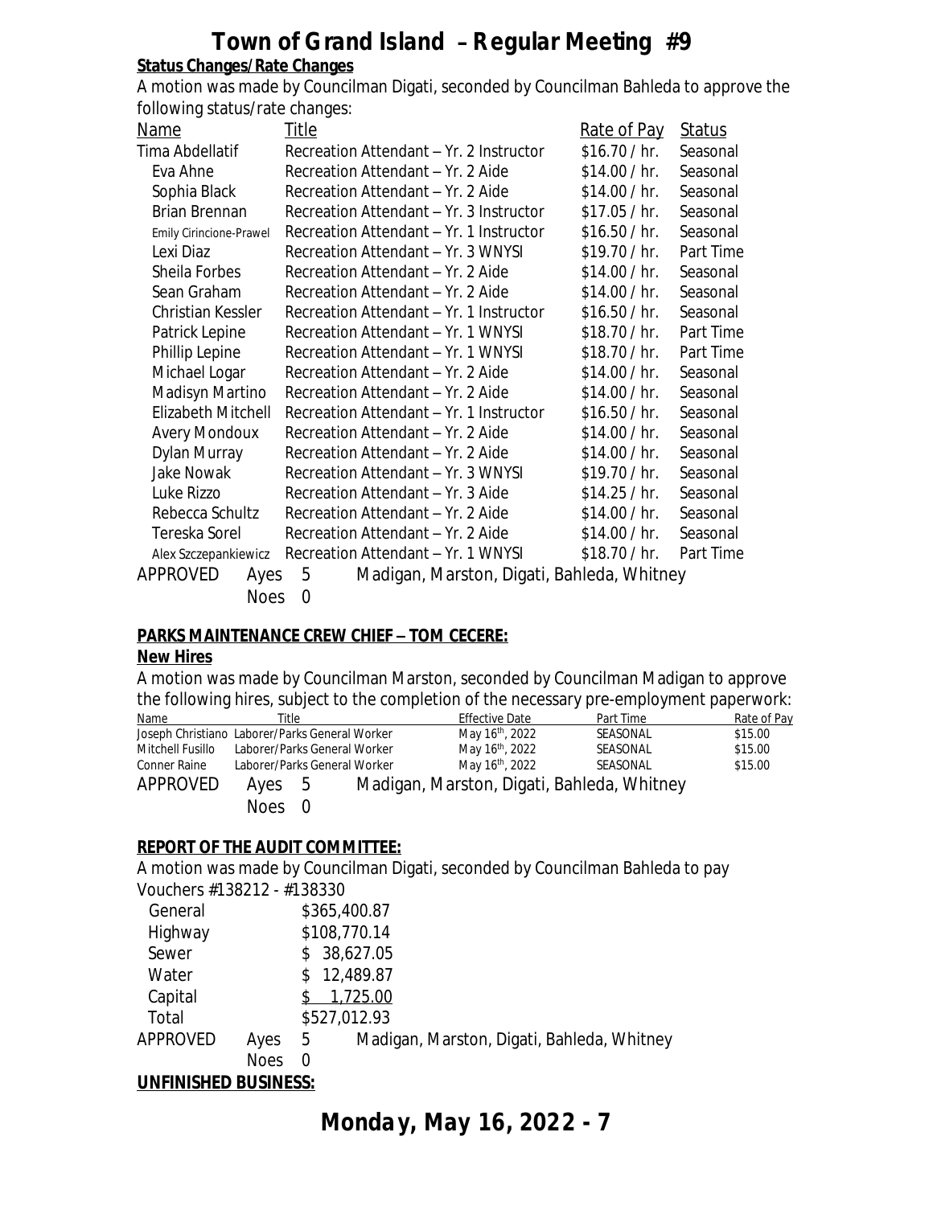**Status Changes/Rate Changes**

A motion was made by Councilman Digati, seconded by Councilman Bahleda to approve the following status/rate changes:

| Name | Title | Rate of Pay | Status |
|---|---|---|---|
| Tima Abdellatif | Recreation Attendant – Yr. 2 Instructor | $16.70 / hr. | Seasonal |
| Eva Ahne | Recreation Attendant – Yr. 2 Aide | $14.00 / hr. | Seasonal |
| Sophia Black | Recreation Attendant – Yr. 2 Aide | $14.00 / hr. | Seasonal |
| Brian Brennan | Recreation Attendant – Yr. 3 Instructor | $17.05 / hr. | Seasonal |
| Emily Cirincione-Prawel | Recreation Attendant – Yr. 1 Instructor | $16.50 / hr. | Seasonal |
| Lexi Diaz | Recreation Attendant – Yr. 3 WNYSI | $19.70 / hr. | Part Time |
| Sheila Forbes | Recreation Attendant – Yr. 2 Aide | $14.00 / hr. | Seasonal |
| Sean Graham | Recreation Attendant – Yr. 2 Aide | $14.00 / hr. | Seasonal |
| Christian Kessler | Recreation Attendant – Yr. 1 Instructor | $16.50 / hr. | Seasonal |
| Patrick Lepine | Recreation Attendant – Yr. 1 WNYSI | $18.70 / hr. | Part Time |
| Phillip Lepine | Recreation Attendant – Yr. 1 WNYSI | $18.70 / hr. | Part Time |
| Michael Logar | Recreation Attendant – Yr. 2 Aide | $14.00 / hr. | Seasonal |
| Madisyn Martino | Recreation Attendant – Yr. 2 Aide | $14.00 / hr. | Seasonal |
| Elizabeth Mitchell | Recreation Attendant – Yr. 1 Instructor | $16.50 / hr. | Seasonal |
| Avery Mondoux | Recreation Attendant – Yr. 2 Aide | $14.00 / hr. | Seasonal |
| Dylan Murray | Recreation Attendant – Yr. 2 Aide | $14.00 / hr. | Seasonal |
| Jake Nowak | Recreation Attendant – Yr. 3 WNYSI | $19.70 / hr. | Seasonal |
| Luke Rizzo | Recreation Attendant – Yr. 3 Aide | $14.25 / hr. | Seasonal |
| Rebecca Schultz | Recreation Attendant – Yr. 2 Aide | $14.00 / hr. | Seasonal |
| Tereska Sorel | Recreation Attendant – Yr. 2 Aide | $14.00 / hr. | Seasonal |
| Alex Szczepankiewicz | Recreation Attendant – Yr. 1 WNYSI | $18.70 / hr. | Part Time |

APPROVED Ayes 5 Madigan, Marston, Digati, Bahleda, Whitney
Noes 0

**PARKS MAINTENANCE CREW CHIEF – TOM CECERE:**

**New Hires**

A motion was made by Councilman Marston, seconded by Councilman Madigan to approve the following hires, subject to the completion of the necessary pre-employment paperwork:

| Name | Title | Effective Date | Part Time | Rate of Pay |
|---|---|---|---|---|
| Joseph Christiano | Laborer/Parks General Worker | May 16th, 2022 | SEASONAL | $15.00 |
| Mitchell Fusillo | Laborer/Parks General Worker | May 16th, 2022 | SEASONAL | $15.00 |
| Conner Raine | Laborer/Parks General Worker | May 16th, 2022 | SEASONAL | $15.00 |

APPROVED Ayes 5 Madigan, Marston, Digati, Bahleda, Whitney
Noes 0

**REPORT OF THE AUDIT COMMITTEE:**

A motion was made by Councilman Digati, seconded by Councilman Bahleda to pay Vouchers #138212 - #138330

| | |
|---|---|
| General | $365,400.87 |
| Highway | $108,770.14 |
| Sewer | $ 38,627.05 |
| Water | $ 12,489.87 |
| Capital | $ 1,725.00 |
| Total | $527,012.93 |

APPROVED Ayes 5 Madigan, Marston, Digati, Bahleda, Whitney
Noes 0

**UNFINISHED BUSINESS:**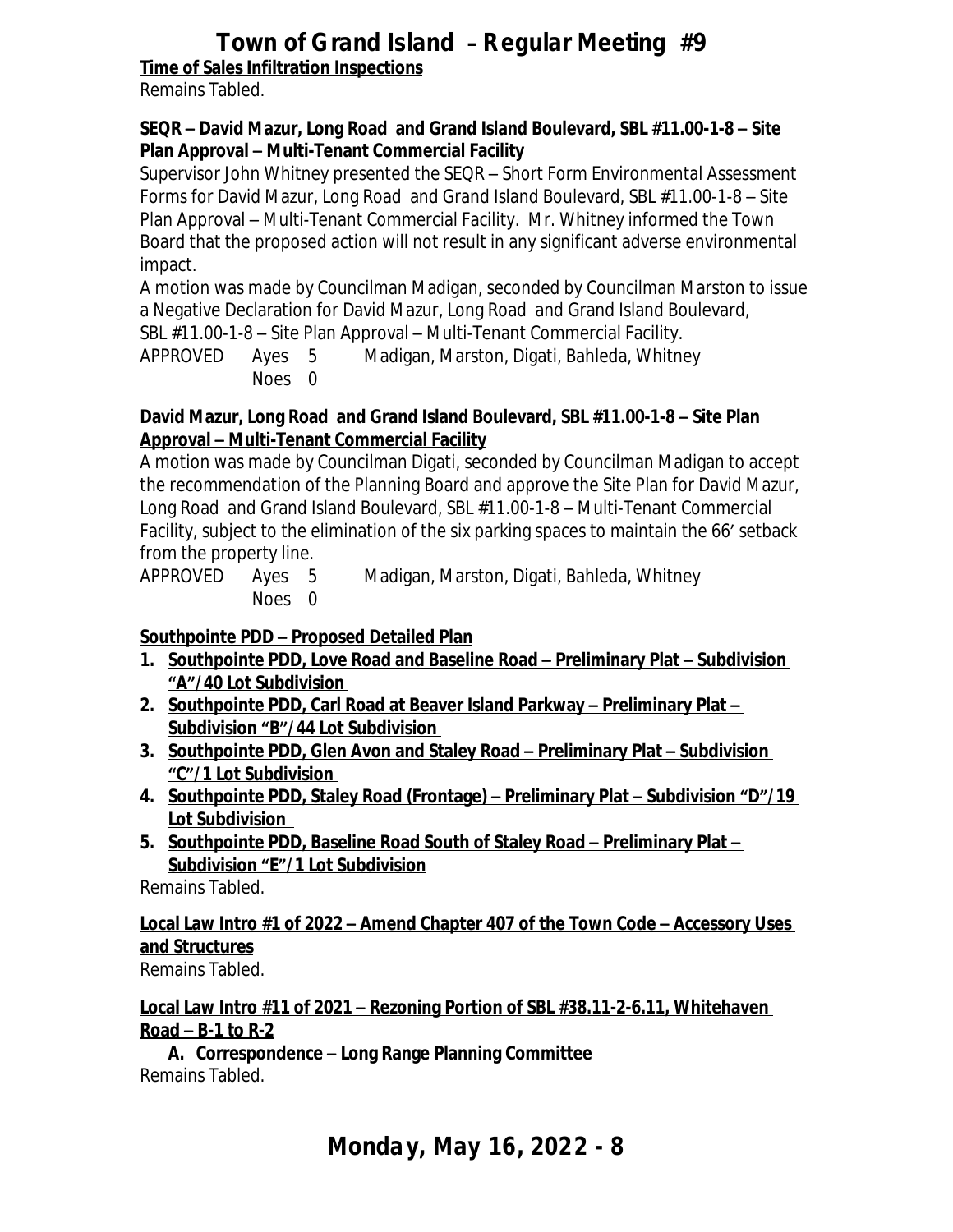**Time of Sales Infiltration Inspections**

Remains Tabled.

**SEQR – David Mazur, Long Road and Grand Island Boulevard, SBL #11.00-1-8 – Site Plan Approval – Multi-Tenant Commercial Facility**

Supervisor John Whitney presented the SEQR – Short Form Environmental Assessment Forms for David Mazur, Long Road and Grand Island Boulevard, SBL #11.00-1-8 – Site Plan Approval – Multi-Tenant Commercial Facility. Mr. Whitney informed the Town Board that the proposed action will not result in any significant adverse environmental impact.

A motion was made by Councilman Madigan, seconded by Councilman Marston to issue a Negative Declaration for David Mazur, Long Road and Grand Island Boulevard, SBL #11.00-1-8 – Site Plan Approval – Multi-Tenant Commercial Facility.

APPROVED Ayes 5 Madigan, Marston, Digati, Bahleda, Whitney
Noes 0

**David Mazur, Long Road and Grand Island Boulevard, SBL #11.00-1-8 – Site Plan Approval – Multi-Tenant Commercial Facility**

A motion was made by Councilman Digati, seconded by Councilman Madigan to accept the recommendation of the Planning Board and approve the Site Plan for David Mazur, Long Road and Grand Island Boulevard, SBL #11.00-1-8 – Multi-Tenant Commercial Facility, subject to the elimination of the six parking spaces to maintain the 66' setback from the property line.

APPROVED Ayes 5 Madigan, Marston, Digati, Bahleda, Whitney
Noes 0

**Southpointe PDD – Proposed Detailed Plan**

1. **Southpointe PDD, Love Road and Baseline Road – Preliminary Plat – Subdivision "A"/40 Lot Subdivision**
2. **Southpointe PDD, Carl Road at Beaver Island Parkway – Preliminary Plat – Subdivision "B"/44 Lot Subdivision**
3. **Southpointe PDD, Glen Avon and Staley Road – Preliminary Plat – Subdivision "C"/1 Lot Subdivision**
4. **Southpointe PDD, Staley Road (Frontage) – Preliminary Plat – Subdivision "D"/19 Lot Subdivision**
5. **Southpointe PDD, Baseline Road South of Staley Road – Preliminary Plat – Subdivision "E"/1 Lot Subdivision**

Remains Tabled.

**Local Law Intro #1 of 2022 – Amend Chapter 407 of the Town Code – Accessory Uses and Structures**

Remains Tabled.

**Local Law Intro #11 of 2021 – Rezoning Portion of SBL #38.11-2-6.11, Whitehaven Road – B-1 to R-2**

**A. Correspondence – Long Range Planning Committee**

Remains Tabled.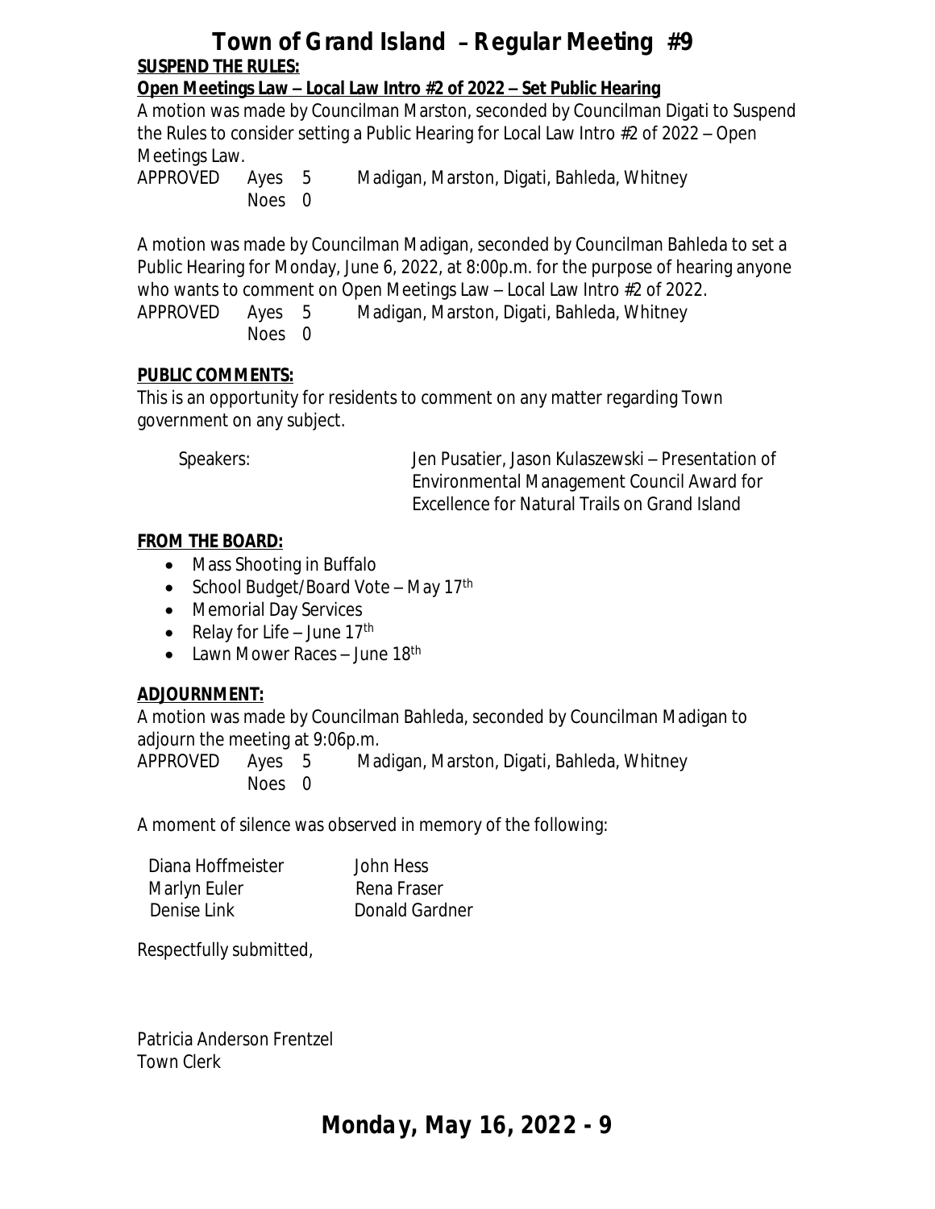**SUSPEND THE RULES:**

**Open Meetings Law – Local Law Intro #2 of 2022 – Set Public Hearing**

A motion was made by Councilman Marston, seconded by Councilman Digati to Suspend the Rules to consider setting a Public Hearing for Local Law Intro #2 of 2022 – Open Meetings Law.

APPROVED Ayes 5 Madigan, Marston, Digati, Bahleda, Whitney
Noes 0

A motion was made by Councilman Madigan, seconded by Councilman Bahleda to set a Public Hearing for Monday, June 6, 2022, at 8:00p.m. for the purpose of hearing anyone who wants to comment on Open Meetings Law – Local Law Intro #2 of 2022.

APPROVED Ayes 5 Madigan, Marston, Digati, Bahleda, Whitney
Noes 0

**PUBLIC COMMENTS:**

This is an opportunity for residents to comment on any matter regarding Town government on any subject.

Speakers: Jen Pusatier, Jason Kulaszewski – Presentation of Environmental Management Council Award for Excellence for Natural Trails on Grand Island

**FROM THE BOARD:**

- Mass Shooting in Buffalo
- School Budget/Board Vote – May 17th
- Memorial Day Services
- Relay for Life – June 17th
- Lawn Mower Races – June 18th

**ADJOURNMENT:**

A motion was made by Councilman Bahleda, seconded by Councilman Madigan to adjourn the meeting at 9:06p.m.

APPROVED Ayes 5 Madigan, Marston, Digati, Bahleda, Whitney
Noes 0

A moment of silence was observed in memory of the following:

| | |
|---|---|
| Diana Hoffmeister | John Hess |
| Marlyn Euler | Rena Fraser |
| Denise Link | Donald Gardner |

Respectfully submitted,

Patricia Anderson Frentzel
Town Clerk